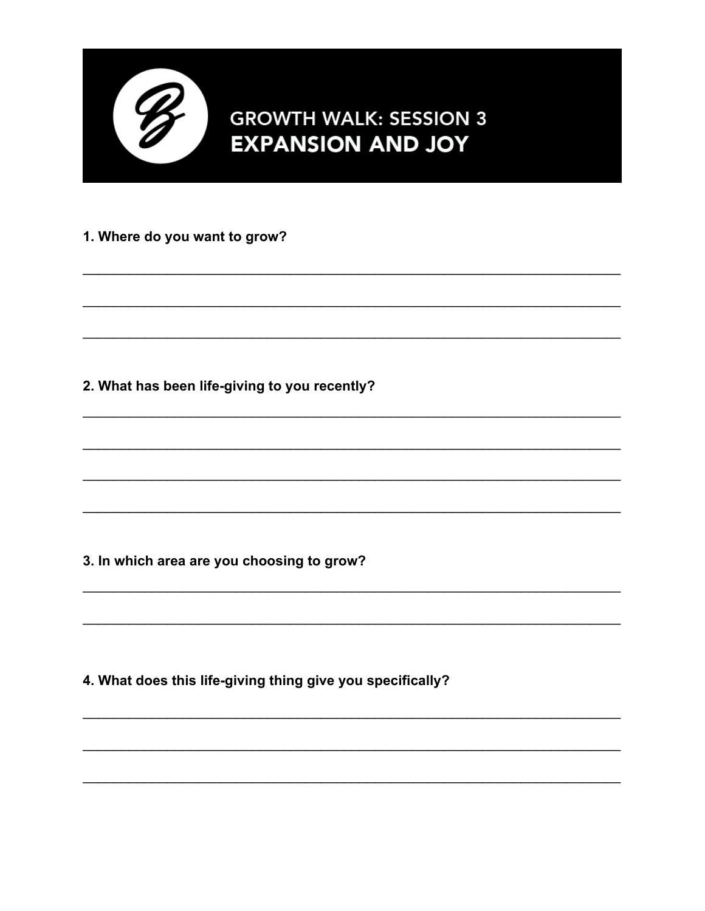# GROWTH WALK: SESSION 3
## EXPANSION AND JOY

**1. Where do you want to grow?**

______________________________________________________________________

______________________________________________________________________

______________________________________________________________________

**2. What has been life-giving to you recently?**

______________________________________________________________________

______________________________________________________________________

______________________________________________________________________

______________________________________________________________________

**3. In which area are you choosing to grow?**

______________________________________________________________________

______________________________________________________________________

**4. What does this life-giving thing give you specifically?**

______________________________________________________________________

______________________________________________________________________

______________________________________________________________________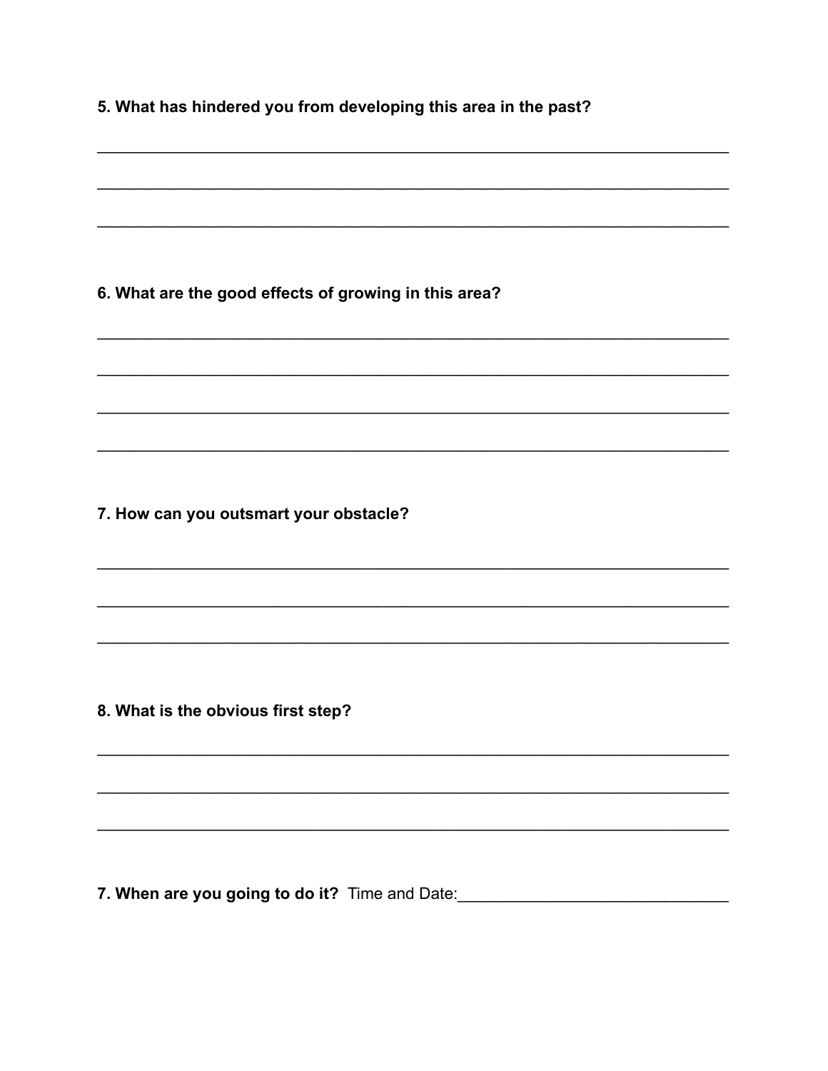**5. What has hindered you from developing this area in the past?**

_______________________________________________________________________

_______________________________________________________________________

_______________________________________________________________________

**6. What are the good effects of growing in this area?**

_______________________________________________________________________

_______________________________________________________________________

_______________________________________________________________________

_______________________________________________________________________

**7. How can you outsmart your obstacle?**

_______________________________________________________________________

_______________________________________________________________________

_______________________________________________________________________

**8. What is the obvious first step?**

_______________________________________________________________________

_______________________________________________________________________

_______________________________________________________________________

**7. When are you going to do it?** Time and Date:_____________________________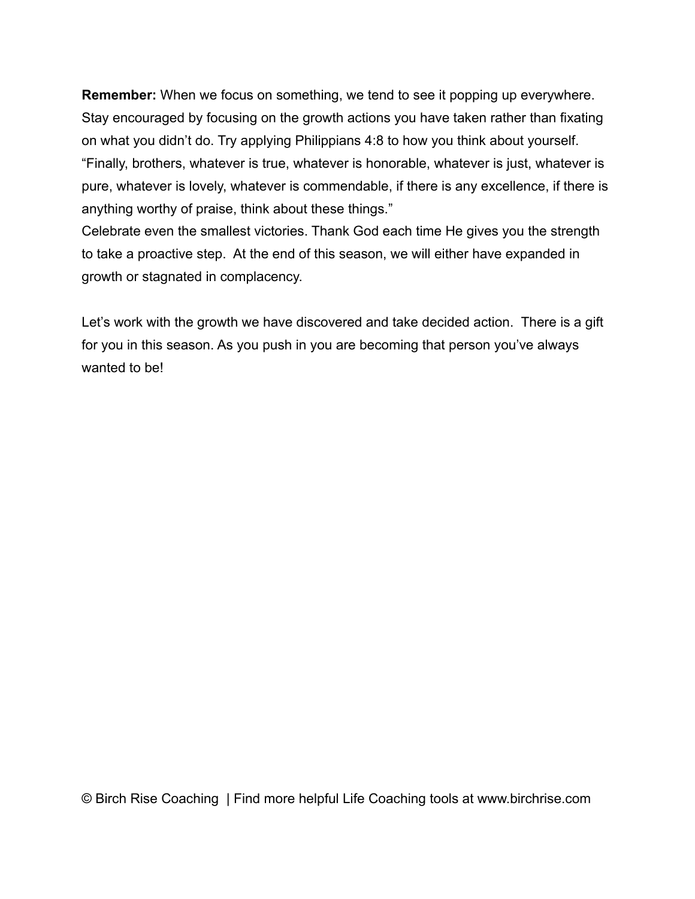**Remember:** When we focus on something, we tend to see it popping up everywhere. Stay encouraged by focusing on the growth actions you have taken rather than fixating on what you didn't do. Try applying Philippians 4:8 to how you think about yourself. "Finally, brothers, whatever is true, whatever is honorable, whatever is just, whatever is pure, whatever is lovely, whatever is commendable, if there is any excellence, if there is anything worthy of praise, think about these things."
Celebrate even the smallest victories. Thank God each time He gives you the strength to take a proactive step. At the end of this season, we will either have expanded in growth or stagnated in complacency.

Let's work with the growth we have discovered and take decided action. There is a gift for you in this season. As you push in you are becoming that person you've always wanted to be!

© Birch Rise Coaching | Find more helpful Life Coaching tools at www.birchrise.com